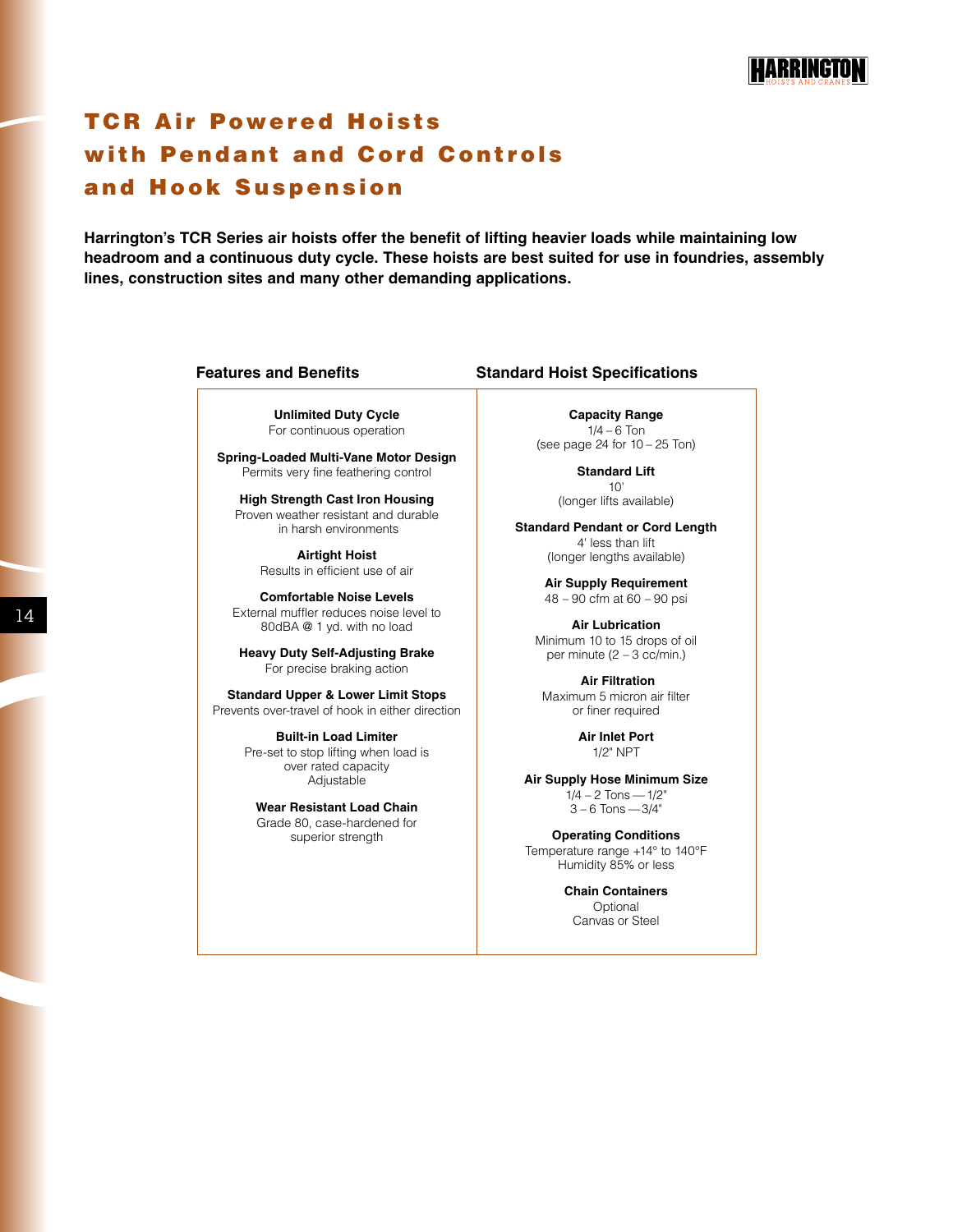# TCR Air Powered Hoists with Pendant and Cord Controls and Hook Suspension

**Harrington's TCR Series air hoists offer the benefit of lifting heavier loads while maintaining low headroom and a continuous duty cycle. These hoists are best suited for use in foundries, assembly lines, construction sites and many other demanding applications.**

## Features and Benefits

**Unlimited Duty Cycle**
For continuous operation

**Spring-Loaded Multi-Vane Motor Design**
Permits very fine feathering control

**High Strength Cast Iron Housing**
Proven weather resistant and durable in harsh environments

**Airtight Hoist**
Results in efficient use of air

**Comfortable Noise Levels**
External muffler reduces noise level to 80dBA @ 1 yd. with no load

**Heavy Duty Self-Adjusting Brake**
For precise braking action

**Standard Upper & Lower Limit Stops**
Prevents over-travel of hook in either direction

**Built-in Load Limiter**
Pre-set to stop lifting when load is over rated capacity
Adjustable

**Wear Resistant Load Chain**
Grade 80, case-hardened for superior strength

## Standard Hoist Specifications

**Capacity Range**
1/4 – 6 Ton
(see page 24 for 10 – 25 Ton)

**Standard Lift**
10'
(longer lifts available)

**Standard Pendant or Cord Length**
4' less than lift
(longer lengths available)

**Air Supply Requirement**
48 – 90 cfm at 60 – 90 psi

**Air Lubrication**
Minimum 10 to 15 drops of oil per minute (2 – 3 cc/min.)

**Air Filtration**
Maximum 5 micron air filter or finer required

**Air Inlet Port**
1/2" NPT

**Air Supply Hose Minimum Size**
1/4 – 2 Tons — 1/2"
3 – 6 Tons — 3/4"

**Operating Conditions**
Temperature range +14° to 140°F
Humidity 85% or less

**Chain Containers**
Optional
Canvas or Steel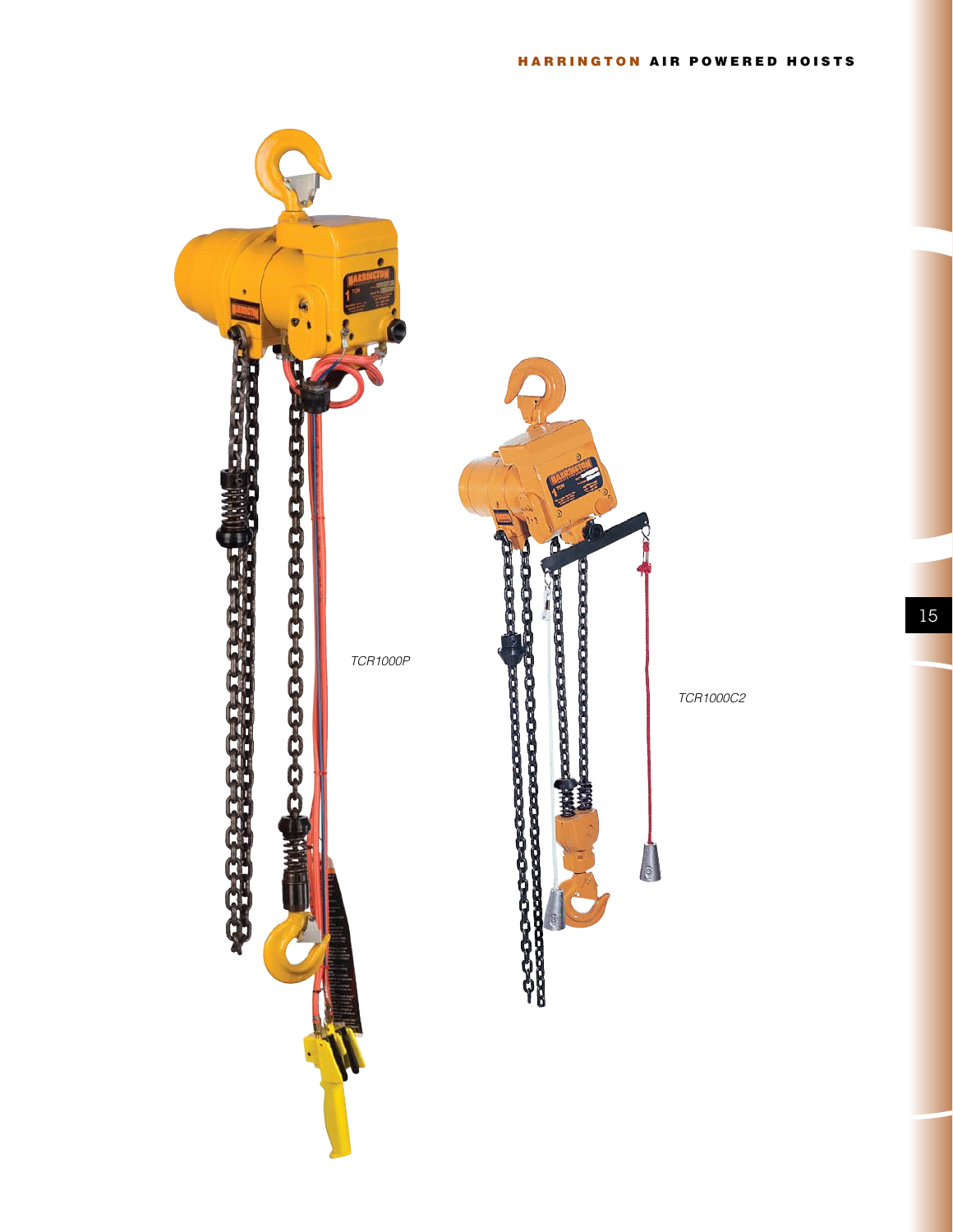TCR1000P

TCR1000C2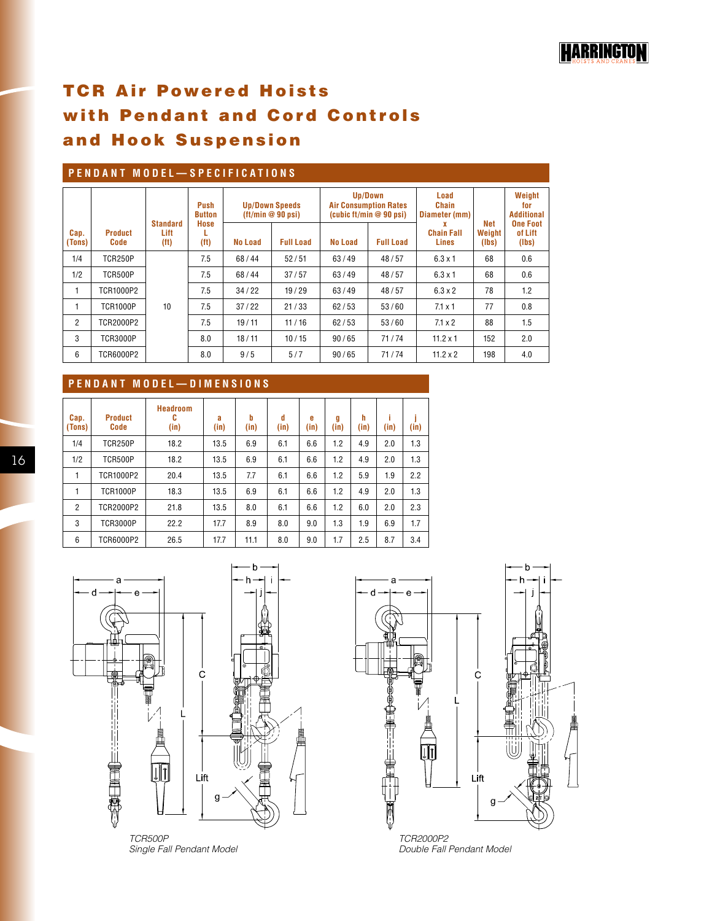# TCR Air Powered Hoists with Pendant and Cord Controls and Hook Suspension

## PENDANT MODEL—SPECIFICATIONS

| Cap. (Tons) | Product Code | Standard Lift (ft) | Push Button Hose L (ft) | Up/Down Speeds (ft/min @ 90 psi) | | Up/Down Air Consumption Rates (cubic ft/min @ 90 psi) | | Load Chain Diameter (mm) x Chain Fall Lines | Net Weight (lbs) | Weight for Additional One Foot of Lift (lbs) |
|---|---|---|---|---|---|---|---|---|---|---|
| | | | | No Load | Full Load | No Load | Full Load | | | |
| 1/4 | TCR250P | 10 | 7.5 | 68 / 44 | 52 / 51 | 63 / 49 | 48 / 57 | 6.3 x 1 | 68 | 0.6 |
| 1/2 | TCR500P | | 7.5 | 68 / 44 | 37 / 57 | 63 / 49 | 48 / 57 | 6.3 x 1 | 68 | 0.6 |
| 1 | TCR1000P2 | | 7.5 | 34 / 22 | 19 / 29 | 63 / 49 | 48 / 57 | 6.3 x 2 | 78 | 1.2 |
| 1 | TCR1000P | | 7.5 | 37 / 22 | 21 / 33 | 62 / 53 | 53 / 60 | 7.1 x 1 | 77 | 0.8 |
| 2 | TCR2000P2 | | 7.5 | 19 / 11 | 11 / 16 | 62 / 53 | 53 / 60 | 7.1 x 2 | 88 | 1.5 |
| 3 | TCR3000P | | 8.0 | 18 / 11 | 10 / 15 | 90 / 65 | 71 / 74 | 11.2 x 1 | 152 | 2.0 |
| 6 | TCR6000P2 | | 8.0 | 9 / 5 | 5 / 7 | 90 / 65 | 71 / 74 | 11.2 x 2 | 198 | 4.0 |

## PENDANT MODEL—DIMENSIONS

| Cap. (Tons) | Product Code | Headroom C (in) | a (in) | b (in) | d (in) | e (in) | g (in) | h (in) | i (in) | j (in) |
|---|---|---|---|---|---|---|---|---|---|---|
| 1/4 | TCR250P | 18.2 | 13.5 | 6.9 | 6.1 | 6.6 | 1.2 | 4.9 | 2.0 | 1.3 |
| 1/2 | TCR500P | 18.2 | 13.5 | 6.9 | 6.1 | 6.6 | 1.2 | 4.9 | 2.0 | 1.3 |
| 1 | TCR1000P2 | 20.4 | 13.5 | 7.7 | 6.1 | 6.6 | 1.2 | 5.9 | 1.9 | 2.2 |
| 1 | TCR1000P | 18.3 | 13.5 | 6.9 | 6.1 | 6.6 | 1.2 | 4.9 | 2.0 | 1.3 |
| 2 | TCR2000P2 | 21.8 | 13.5 | 8.0 | 6.1 | 6.6 | 1.2 | 6.0 | 2.0 | 2.3 |
| 3 | TCR3000P | 22.2 | 17.7 | 8.9 | 8.0 | 9.0 | 1.3 | 1.9 | 6.9 | 1.7 |
| 6 | TCR6000P2 | 26.5 | 17.7 | 11.1 | 8.0 | 9.0 | 1.7 | 2.5 | 8.7 | 3.4 |

*TCR500P*
*Single Fall Pendant Model*

*TCR2000P2*
*Double Fall Pendant Model*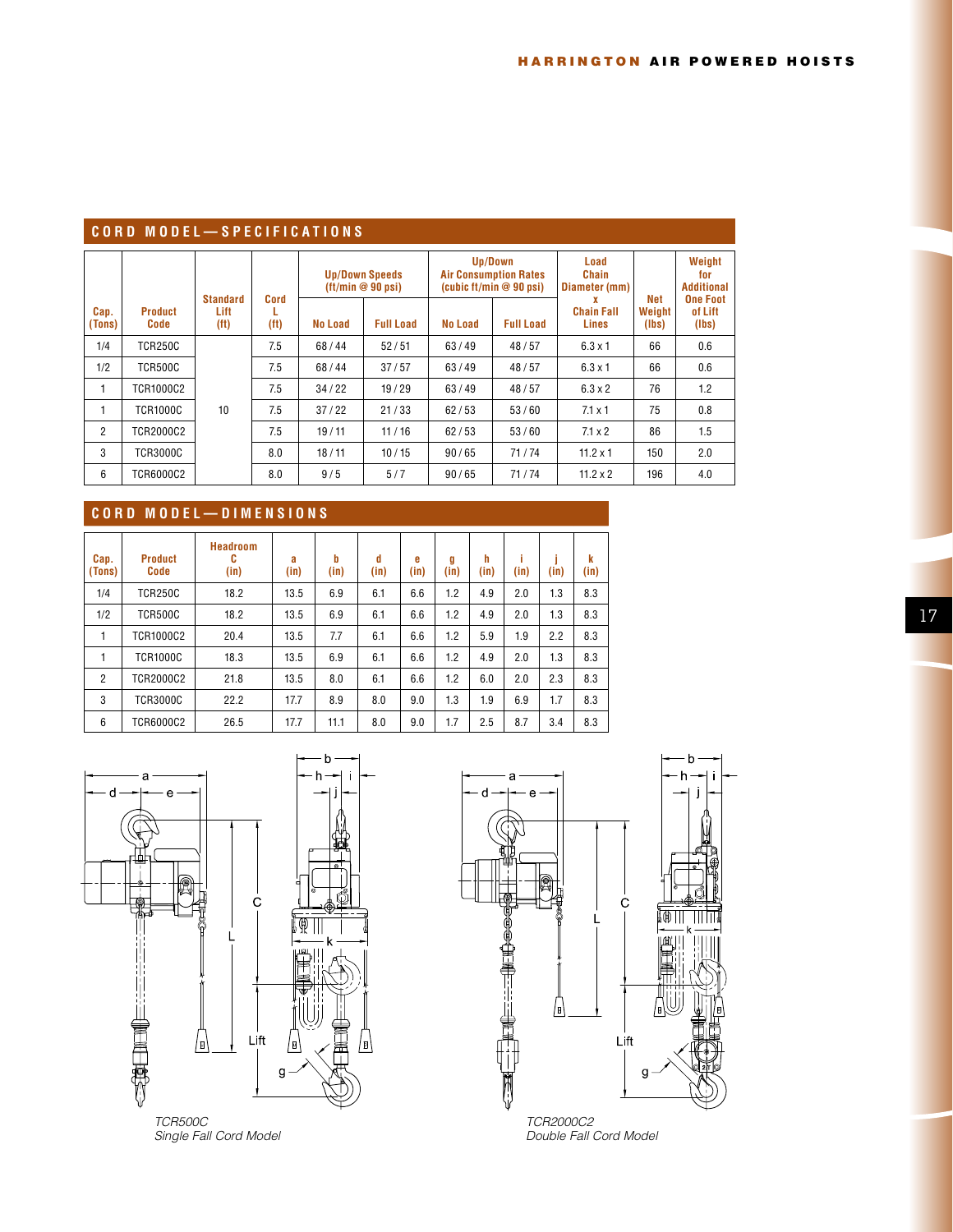## CORD MODEL—SPECIFICATIONS

| Cap. (Tons) | Product Code | Standard Lift (ft) | Cord L (ft) | Up/Down Speeds (ft/min @ 90 psi) | | Up/Down Air Consumption Rates (cubic ft/min @ 90 psi) | | Load Chain Diameter (mm) x Chain Fall Lines | Net Weight (lbs) | Weight for Additional One Foot of Lift (lbs) |
|---|---|---|---|---|---|---|---|---|---|---|
| | | | | No Load | Full Load | No Load | Full Load | | | |
| 1/4 | TCR250C | 10 | 7.5 | 68 / 44 | 52 / 51 | 63 / 49 | 48 / 57 | 6.3 x 1 | 66 | 0.6 |
| 1/2 | TCR500C | | 7.5 | 68 / 44 | 37 / 57 | 63 / 49 | 48 / 57 | 6.3 x 1 | 66 | 0.6 |
| 1 | TCR1000C2 | | 7.5 | 34 / 22 | 19 / 29 | 63 / 49 | 48 / 57 | 6.3 x 2 | 76 | 1.2 |
| 1 | TCR1000C | | 7.5 | 37 / 22 | 21 / 33 | 62 / 53 | 53 / 60 | 7.1 x 1 | 75 | 0.8 |
| 2 | TCR2000C2 | | 7.5 | 19 / 11 | 11 / 16 | 62 / 53 | 53 / 60 | 7.1 x 2 | 86 | 1.5 |
| 3 | TCR3000C | | 8.0 | 18 / 11 | 10 / 15 | 90 / 65 | 71 / 74 | 11.2 x 1 | 150 | 2.0 |
| 6 | TCR6000C2 | | 8.0 | 9 / 5 | 5 / 7 | 90 / 65 | 71 / 74 | 11.2 x 2 | 196 | 4.0 |

## CORD MODEL—DIMENSIONS

| Cap. (Tons) | Product Code | Headroom C (in) | a (in) | b (in) | d (in) | e (in) | g (in) | h (in) | i (in) | j (in) | k (in) |
|---|---|---|---|---|---|---|---|---|---|---|---|
| 1/4 | TCR250C | 18.2 | 13.5 | 6.9 | 6.1 | 6.6 | 1.2 | 4.9 | 2.0 | 1.3 | 8.3 |
| 1/2 | TCR500C | 18.2 | 13.5 | 6.9 | 6.1 | 6.6 | 1.2 | 4.9 | 2.0 | 1.3 | 8.3 |
| 1 | TCR1000C2 | 20.4 | 13.5 | 7.7 | 6.1 | 6.6 | 1.2 | 5.9 | 1.9 | 2.2 | 8.3 |
| 1 | TCR1000C | 18.3 | 13.5 | 6.9 | 6.1 | 6.6 | 1.2 | 4.9 | 2.0 | 1.3 | 8.3 |
| 2 | TCR2000C2 | 21.8 | 13.5 | 8.0 | 6.1 | 6.6 | 1.2 | 6.0 | 2.0 | 2.3 | 8.3 |
| 3 | TCR3000C | 22.2 | 17.7 | 8.9 | 8.0 | 9.0 | 1.3 | 1.9 | 6.9 | 1.7 | 8.3 |
| 6 | TCR6000C2 | 26.5 | 17.7 | 11.1 | 8.0 | 9.0 | 1.7 | 2.5 | 8.7 | 3.4 | 8.3 |

*TCR500C*
*Single Fall Cord Model*

*TCR2000C2*
*Double Fall Cord Model*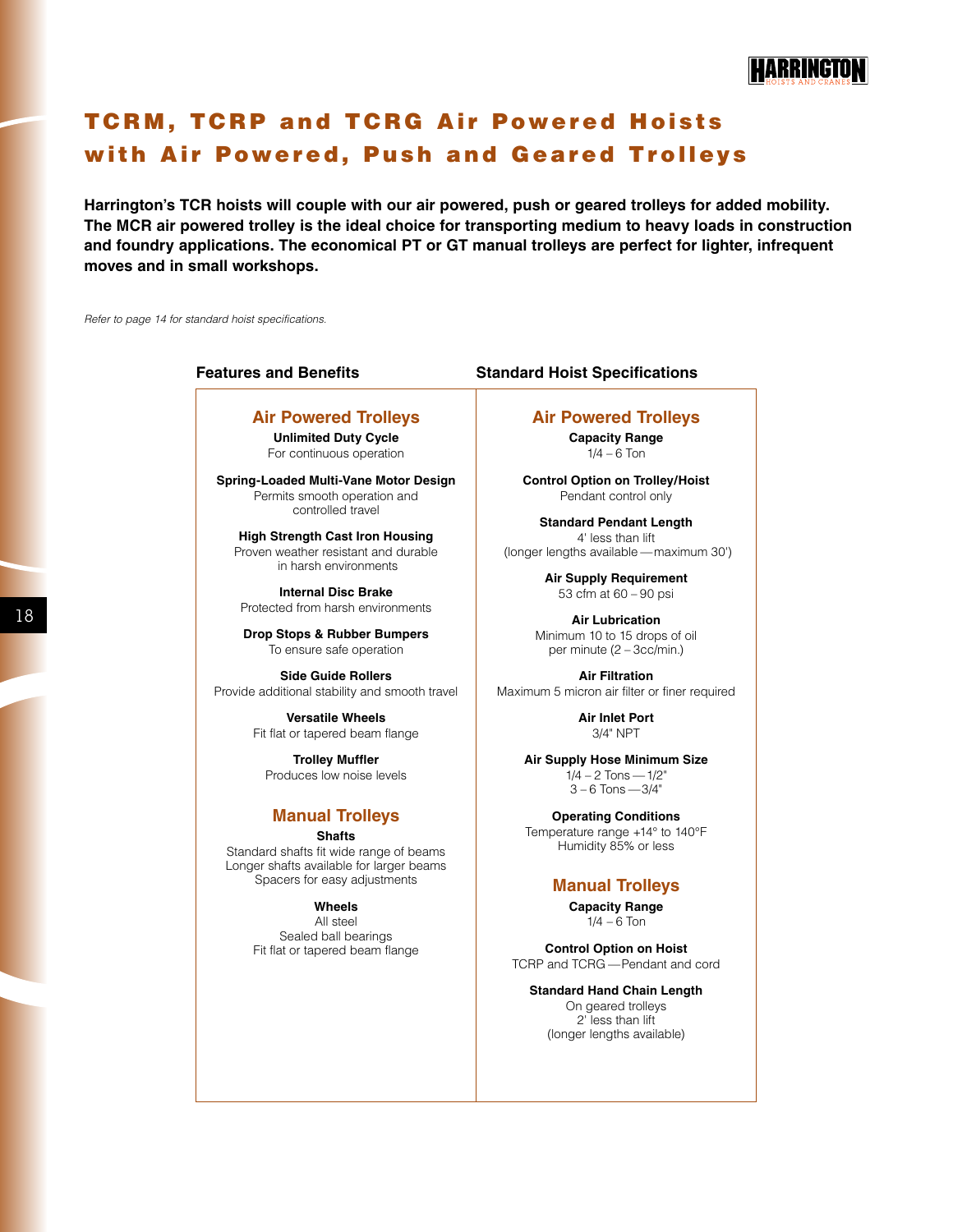# TCRM, TCRP and TCRG Air Powered Hoists with Air Powered, Push and Geared Trolleys

**Harrington's TCR hoists will couple with our air powered, push or geared trolleys for added mobility. The MCR air powered trolley is the ideal choice for transporting medium to heavy loads in construction and foundry applications. The economical PT or GT manual trolleys are perfect for lighter, infrequent moves and in small workshops.**

*Refer to page 14 for standard hoist specifications.*

## Features and Benefits

### Air Powered Trolleys

**Unlimited Duty Cycle**
For continuous operation

**Spring-Loaded Multi-Vane Motor Design**
Permits smooth operation and controlled travel

**High Strength Cast Iron Housing**
Proven weather resistant and durable in harsh environments

**Internal Disc Brake**
Protected from harsh environments

**Drop Stops & Rubber Bumpers**
To ensure safe operation

**Side Guide Rollers**
Provide additional stability and smooth travel

**Versatile Wheels**
Fit flat or tapered beam flange

**Trolley Muffler**
Produces low noise levels

### Manual Trolleys

**Shafts**
Standard shafts fit wide range of beams
Longer shafts available for larger beams
Spacers for easy adjustments

**Wheels**
All steel
Sealed ball bearings
Fit flat or tapered beam flange

## Standard Hoist Specifications

### Air Powered Trolleys

**Capacity Range**
1/4 – 6 Ton

**Control Option on Trolley/Hoist**
Pendant control only

**Standard Pendant Length**
4' less than lift
(longer lengths available — maximum 30')

**Air Supply Requirement**
53 cfm at 60 – 90 psi

**Air Lubrication**
Minimum 10 to 15 drops of oil per minute (2 – 3cc/min.)

**Air Filtration**
Maximum 5 micron air filter or finer required

**Air Inlet Port**
3/4" NPT

**Air Supply Hose Minimum Size**
1/4 – 2 Tons — 1/2"
3 – 6 Tons — 3/4"

**Operating Conditions**
Temperature range +14° to 140°F
Humidity 85% or less

### Manual Trolleys

**Capacity Range**
1/4 – 6 Ton

**Control Option on Hoist**
TCRP and TCRG — Pendant and cord

**Standard Hand Chain Length**
On geared trolleys
2' less than lift
(longer lengths available)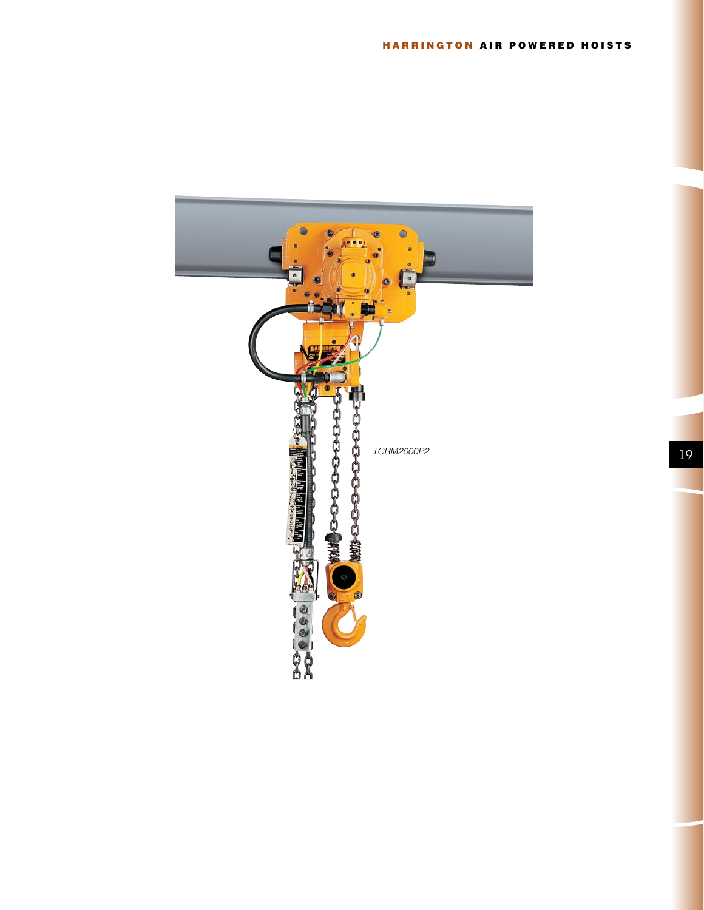TCRM2000P2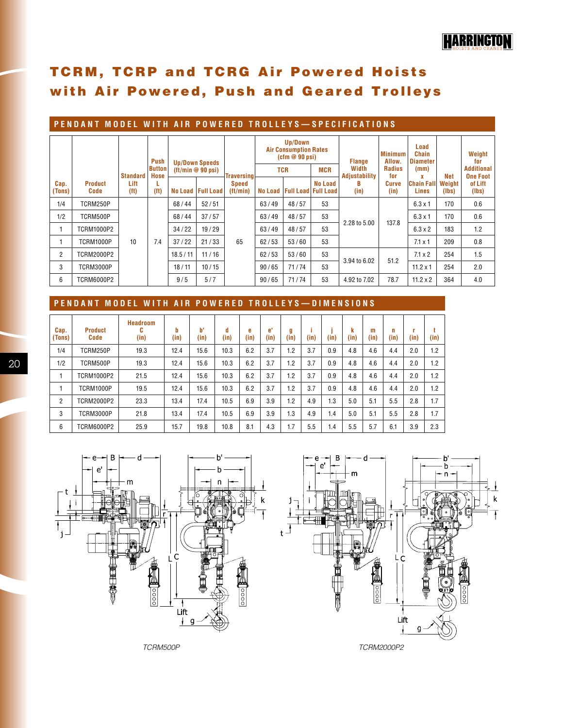# TCRM, TCRP and TCRG Air Powered Hoists with Air Powered, Push and Geared Trolleys

## PENDANT MODEL WITH AIR POWERED TROLLEYS—SPECIFICATIONS

| Cap. (Tons) | Product Code | Standard Lift (ft) | Push Button Hose L (ft) | Up/Down Speeds (ft/min @ 90 psi) | | Traversing Speed (ft/min) | Up/Down Air Consumption Rates (cfm @ 90 psi) | | | Flange Width Adjustability B (in) | Minimum Allow. Radius for Curve (in) | Load Chain Diameter (mm) x Chain Fall Lines | Net Weight (lbs) | Weight for Additional One Foot of Lift (lbs) |
|---|---|---|---|---|---|---|---|---|---|---|---|---|---|---|
| | | | | | | | TCR | | MCR | | | | | |
| | | | | No Load | Full Load | | No Load | Full Load | No Load Full Load | | | | | |
| 1/4 | TCRM250P | 10 | 7.4 | 68 / 44 | 52 / 51 | 65 | 63 / 49 | 48 / 57 | 53 | 2.28 to 5.00 | 137.8 | 6.3 x 1 | 170 | 0.6 |
| 1/2 | TCRM500P | | | 68 / 44 | 37 / 57 | | 63 / 49 | 48 / 57 | 53 | | | 6.3 x 1 | 170 | 0.6 |
| 1 | TCRM1000P2 | | | 34 / 22 | 19 / 29 | | 63 / 49 | 48 / 57 | 53 | | | 6.3 x 2 | 183 | 1.2 |
| 1 | TCRM1000P | | | 37 / 22 | 21 / 33 | | 62 / 53 | 53 / 60 | 53 | | | 7.1 x 1 | 209 | 0.8 |
| 2 | TCRM2000P2 | | | 18.5 / 11 | 11 / 16 | | 62 / 53 | 53 / 60 | 53 | 3.94 to 6.02 | 51.2 | 7.1 x 2 | 254 | 1.5 |
| 3 | TCRM3000P | | | 18 / 11 | 10 / 15 | | 90 / 65 | 71 / 74 | 53 | | | 11.2 x 1 | 254 | 2.0 |
| 6 | TCRM6000P2 | | | 9 / 5 | 5 / 7 | | 90 / 65 | 71 / 74 | 53 | 4.92 to 7.02 | 78.7 | 11.2 x 2 | 364 | 4.0 |

## PENDANT MODEL WITH AIR POWERED TROLLEYS—DIMENSIONS

| Cap. (Tons) | Product Code | Headroom C (in) | b (in) | b' (in) | d (in) | e (in) | e' (in) | g (in) | i (in) | j (in) | k (in) | m (in) | n (in) | r (in) | t (in) |
|---|---|---|---|---|---|---|---|---|---|---|---|---|---|---|---|
| 1/4 | TCRM250P | 19.3 | 12.4 | 15.6 | 10.3 | 6.2 | 3.7 | 1.2 | 3.7 | 0.9 | 4.8 | 4.6 | 4.4 | 2.0 | 1.2 |
| 1/2 | TCRM500P | 19.3 | 12.4 | 15.6 | 10.3 | 6.2 | 3.7 | 1.2 | 3.7 | 0.9 | 4.8 | 4.6 | 4.4 | 2.0 | 1.2 |
| 1 | TCRM1000P2 | 21.5 | 12.4 | 15.6 | 10.3 | 6.2 | 3.7 | 1.2 | 3.7 | 0.9 | 4.8 | 4.6 | 4.4 | 2.0 | 1.2 |
| 1 | TCRM1000P | 19.5 | 12.4 | 15.6 | 10.3 | 6.2 | 3.7 | 1.2 | 3.7 | 0.9 | 4.8 | 4.6 | 4.4 | 2.0 | 1.2 |
| 2 | TCRM2000P2 | 23.3 | 13.4 | 17.4 | 10.5 | 6.9 | 3.9 | 1.2 | 4.9 | 1.3 | 5.0 | 5.1 | 5.5 | 2.8 | 1.7 |
| 3 | TCRM3000P | 21.8 | 13.4 | 17.4 | 10.5 | 6.9 | 3.9 | 1.3 | 4.9 | 1.4 | 5.0 | 5.1 | 5.5 | 2.8 | 1.7 |
| 6 | TCRM6000P2 | 25.9 | 15.7 | 19.8 | 10.8 | 8.1 | 4.3 | 1.7 | 5.5 | 1.4 | 5.5 | 5.7 | 6.1 | 3.9 | 2.3 |

*TCRM500P*

*TCRM2000P2*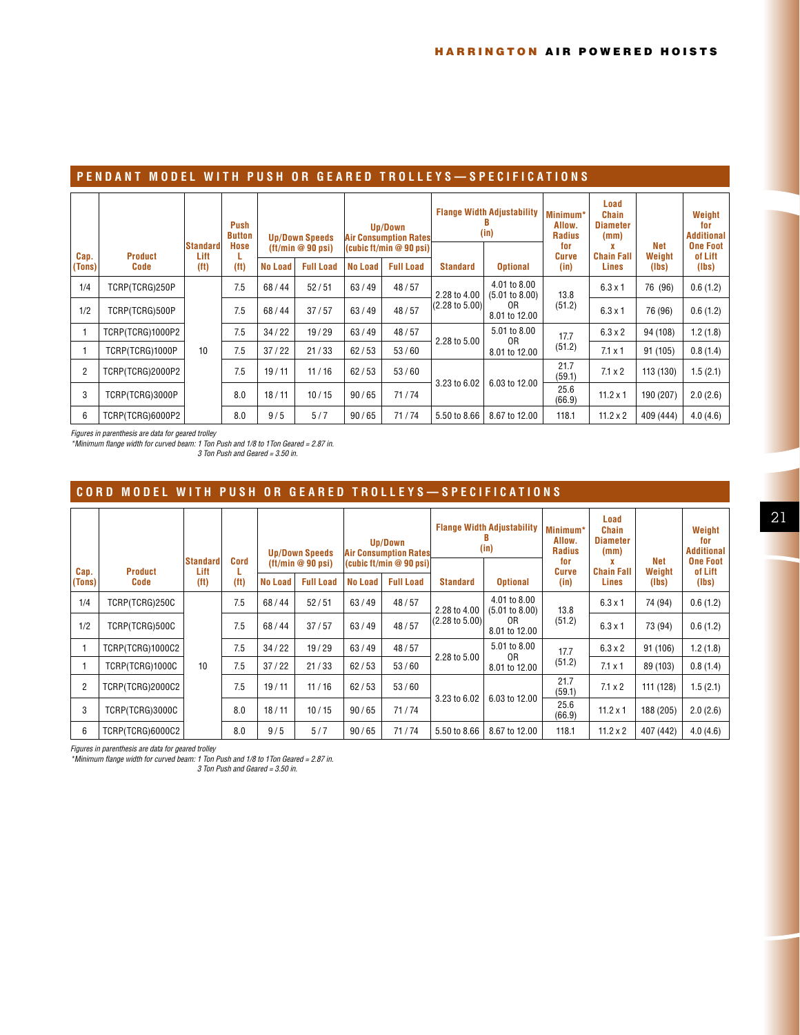## PENDANT MODEL WITH PUSH OR GEARED TROLLEYS—SPECIFICATIONS

| Cap. (Tons) | Product Code | Standard Lift (ft) | Push Button Hose L (ft) | Up/Down Speeds (ft/min @ 90 psi) | | Up/Down Air Consumption Rates (cubic ft/min @ 90 psi) | | Flange Width Adjustability B (in) | | Minimum* Allow. Radius for Curve (in) | Load Chain Diameter (mm) x Chain Fall Lines | Net Weight (lbs) | Weight for Additional One Foot of Lift (lbs) |
|---|---|---|---|---|---|---|---|---|---|---|---|---|---|
| | | | | No Load | Full Load | No Load | Full Load | Standard | Optional | | | | |
| 1/4 | TCRP(TCRG)250P | 10 | 7.5 | 68 / 44 | 52 / 51 | 63 / 49 | 48 / 57 | 2.28 to 4.00 (2.28 to 5.00) | 4.01 to 8.00 (5.01 to 8.00) OR 8.01 to 12.00 | 13.8 (51.2) | 6.3 x 1 | 76 (96) | 0.6 (1.2) |
| 1/2 | TCRP(TCRG)500P | | 7.5 | 68 / 44 | 37 / 57 | 63 / 49 | 48 / 57 | | | | 6.3 x 1 | 76 (96) | 0.6 (1.2) |
| 1 | TCRP(TCRG)1000P2 | | 7.5 | 34 / 22 | 19 / 29 | 63 / 49 | 48 / 57 | 2.28 to 5.00 | 5.01 to 8.00 OR 8.01 to 12.00 | 17.7 (51.2) | 6.3 x 2 | 94 (108) | 1.2 (1.8) |
| 1 | TCRP(TCRG)1000P | | 7.5 | 37 / 22 | 21 / 33 | 62 / 53 | 53 / 60 | | | | 7.1 x 1 | 91 (105) | 0.8 (1.4) |
| 2 | TCRP(TCRG)2000P2 | | 7.5 | 19 / 11 | 11 / 16 | 62 / 53 | 53 / 60 | 3.23 to 6.02 | 6.03 to 12.00 | 21.7 (59.1) | 7.1 x 2 | 113 (130) | 1.5 (2.1) |
| 3 | TCRP(TCRG)3000P | | 8.0 | 18 / 11 | 10 / 15 | 90 / 65 | 71 / 74 | | | 25.6 (66.9) | 11.2 x 1 | 190 (207) | 2.0 (2.6) |
| 6 | TCRP(TCRG)6000P2 | | 8.0 | 9 / 5 | 5 / 7 | 90 / 65 | 71 / 74 | 5.50 to 8.66 | 8.67 to 12.00 | 118.1 | 11.2 x 2 | 409 (444) | 4.0 (4.6) |

*Figures in parenthesis are data for geared trolley*
*\*Minimum flange width for curved beam: 1 Ton Push and 1/8 to 1Ton Geared = 2.87 in.*
*3 Ton Push and Geared = 3.50 in.*

## CORD MODEL WITH PUSH OR GEARED TROLLEYS—SPECIFICATIONS

| Cap. (Tons) | Product Code | Standard Lift (ft) | Cord L (ft) | Up/Down Speeds (ft/min @ 90 psi) | | Up/Down Air Consumption Rates (cubic ft/min @ 90 psi) | | Flange Width Adjustability B (in) | | Minimum* Allow. Radius for Curve (in) | Load Chain Diameter (mm) x Chain Fall Lines | Net Weight (lbs) | Weight for Additional One Foot of Lift (lbs) |
|---|---|---|---|---|---|---|---|---|---|---|---|---|---|
| | | | | No Load | Full Load | No Load | Full Load | Standard | Optional | | | | |
| 1/4 | TCRP(TCRG)250C | 10 | 7.5 | 68 / 44 | 52 / 51 | 63 / 49 | 48 / 57 | 2.28 to 4.00 (2.28 to 5.00) | 4.01 to 8.00 (5.01 to 8.00) OR 8.01 to 12.00 | 13.8 (51.2) | 6.3 x 1 | 74 (94) | 0.6 (1.2) |
| 1/2 | TCRP(TCRG)500C | | 7.5 | 68 / 44 | 37 / 57 | 63 / 49 | 48 / 57 | | | | 6.3 x 1 | 73 (94) | 0.6 (1.2) |
| 1 | TCRP(TCRG)1000C2 | | 7.5 | 34 / 22 | 19 / 29 | 63 / 49 | 48 / 57 | 2.28 to 5.00 | 5.01 to 8.00 OR 8.01 to 12.00 | 17.7 (51.2) | 6.3 x 2 | 91 (106) | 1.2 (1.8) |
| 1 | TCRP(TCRG)1000C | | 7.5 | 37 / 22 | 21 / 33 | 62 / 53 | 53 / 60 | | | | 7.1 x 1 | 89 (103) | 0.8 (1.4) |
| 2 | TCRP(TCRG)2000C2 | | 7.5 | 19 / 11 | 11 / 16 | 62 / 53 | 53 / 60 | 3.23 to 6.02 | 6.03 to 12.00 | 21.7 (59.1) | 7.1 x 2 | 111 (128) | 1.5 (2.1) |
| 3 | TCRP(TCRG)3000C | | 8.0 | 18 / 11 | 10 / 15 | 90 / 65 | 71 / 74 | | | 25.6 (66.9) | 11.2 x 1 | 188 (205) | 2.0 (2.6) |
| 6 | TCRP(TCRG)6000C2 | | 8.0 | 9 / 5 | 5 / 7 | 90 / 65 | 71 / 74 | 5.50 to 8.66 | 8.67 to 12.00 | 118.1 | 11.2 x 2 | 407 (442) | 4.0 (4.6) |

*Figures in parenthesis are data for geared trolley*
*\*Minimum flange width for curved beam: 1 Ton Push and 1/8 to 1Ton Geared = 2.87 in.*
*3 Ton Push and Geared = 3.50 in.*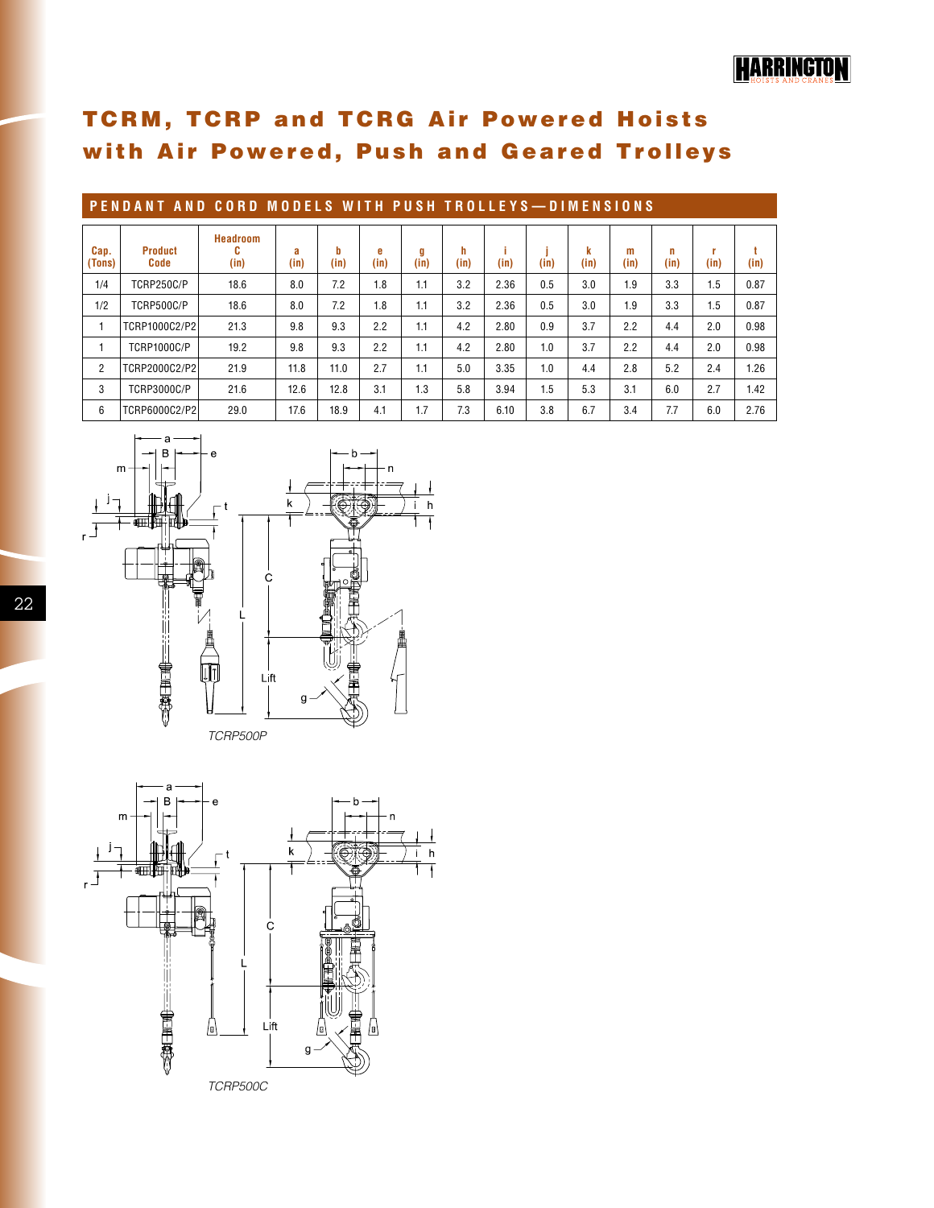# TCRM, TCRP and TCRG Air Powered Hoists with Air Powered, Push and Geared Trolleys

## PENDANT AND CORD MODELS WITH PUSH TROLLEYS—DIMENSIONS

| Cap. (Tons) | Product Code | Headroom C (in) | a (in) | b (in) | e (in) | g (in) | h (in) | i (in) | j (in) | k (in) | m (in) | n (in) | r (in) | t (in) |
|---|---|---|---|---|---|---|---|---|---|---|---|---|---|---|
| 1/4 | TCRP250C/P | 18.6 | 8.0 | 7.2 | 1.8 | 1.1 | 3.2 | 2.36 | 0.5 | 3.0 | 1.9 | 3.3 | 1.5 | 0.87 |
| 1/2 | TCRP500C/P | 18.6 | 8.0 | 7.2 | 1.8 | 1.1 | 3.2 | 2.36 | 0.5 | 3.0 | 1.9 | 3.3 | 1.5 | 0.87 |
| 1 | TCRP1000C2/P2 | 21.3 | 9.8 | 9.3 | 2.2 | 1.1 | 4.2 | 2.80 | 0.9 | 3.7 | 2.2 | 4.4 | 2.0 | 0.98 |
| 1 | TCRP1000C/P | 19.2 | 9.8 | 9.3 | 2.2 | 1.1 | 4.2 | 2.80 | 1.0 | 3.7 | 2.2 | 4.4 | 2.0 | 0.98 |
| 2 | TCRP2000C2/P2 | 21.9 | 11.8 | 11.0 | 2.7 | 1.1 | 5.0 | 3.35 | 1.0 | 4.4 | 2.8 | 5.2 | 2.4 | 1.26 |
| 3 | TCRP3000C/P | 21.6 | 12.6 | 12.8 | 3.1 | 1.3 | 5.8 | 3.94 | 1.5 | 5.3 | 3.1 | 6.0 | 2.7 | 1.42 |
| 6 | TCRP6000C2/P2 | 29.0 | 17.6 | 18.9 | 4.1 | 1.7 | 7.3 | 6.10 | 3.8 | 6.7 | 3.4 | 7.7 | 6.0 | 2.76 |

*TCRP500P*

*TCRP500C*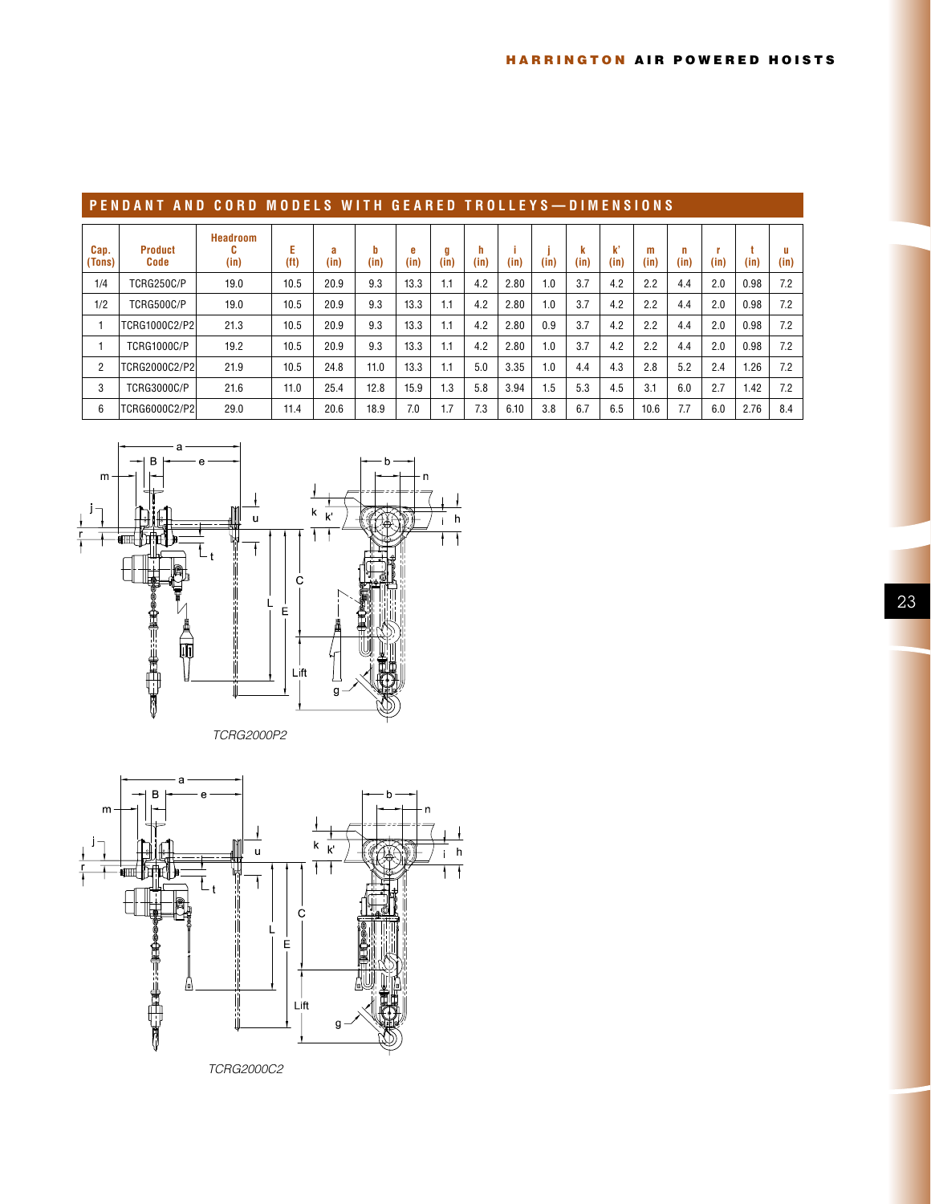## PENDANT AND CORD MODELS WITH GEARED TROLLEYS—DIMENSIONS

| Cap. (Tons) | Product Code | Headroom C (in) | E (ft) | a (in) | b (in) | e (in) | g (in) | h (in) | i (in) | j (in) | k (in) | k' (in) | m (in) | n (in) | r (in) | t (in) | u (in) |
|---|---|---|---|---|---|---|---|---|---|---|---|---|---|---|---|---|---|
| 1/4 | TCRG250C/P | 19.0 | 10.5 | 20.9 | 9.3 | 13.3 | 1.1 | 4.2 | 2.80 | 1.0 | 3.7 | 4.2 | 2.2 | 4.4 | 2.0 | 0.98 | 7.2 |
| 1/2 | TCRG500C/P | 19.0 | 10.5 | 20.9 | 9.3 | 13.3 | 1.1 | 4.2 | 2.80 | 1.0 | 3.7 | 4.2 | 2.2 | 4.4 | 2.0 | 0.98 | 7.2 |
| 1 | TCRG1000C2/P2 | 21.3 | 10.5 | 20.9 | 9.3 | 13.3 | 1.1 | 4.2 | 2.80 | 0.9 | 3.7 | 4.2 | 2.2 | 4.4 | 2.0 | 0.98 | 7.2 |
| 1 | TCRG1000C/P | 19.2 | 10.5 | 20.9 | 9.3 | 13.3 | 1.1 | 4.2 | 2.80 | 1.0 | 3.7 | 4.2 | 2.2 | 4.4 | 2.0 | 0.98 | 7.2 |
| 2 | TCRG2000C2/P2 | 21.9 | 10.5 | 24.8 | 11.0 | 13.3 | 1.1 | 5.0 | 3.35 | 1.0 | 4.4 | 4.3 | 2.8 | 5.2 | 2.4 | 1.26 | 7.2 |
| 3 | TCRG3000C/P | 21.6 | 11.0 | 25.4 | 12.8 | 15.9 | 1.3 | 5.8 | 3.94 | 1.5 | 5.3 | 4.5 | 3.1 | 6.0 | 2.7 | 1.42 | 7.2 |
| 6 | TCRG6000C2/P2 | 29.0 | 11.4 | 20.6 | 18.9 | 7.0 | 1.7 | 7.3 | 6.10 | 3.8 | 6.7 | 6.5 | 10.6 | 7.7 | 6.0 | 2.76 | 8.4 |

a
B
e
m
j
r
u
t
L
C
E
Lift
b
n
k
k'
i
h
g

*TCRG2000P2*

a
B
e
m
j
r
u
t
L
C
E
Lift
b
n
k
k'
i
h
g

*TCRG2000C2*